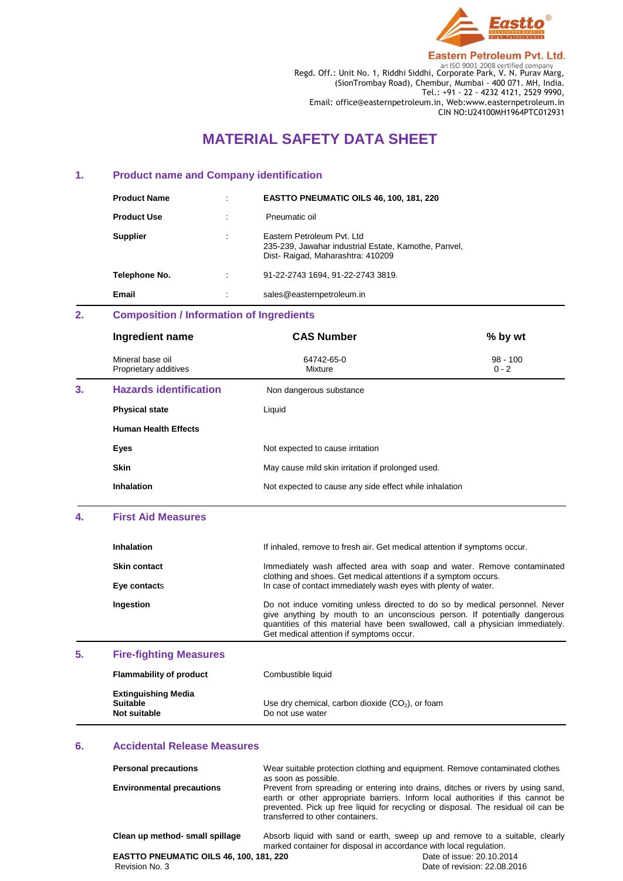**Eastern Petroleum Pvt. Ltd.**
an ISO 9001-2008 certified company
Regd. Off.: Unit No. 1, Riddhi Siddhi, Corporate Park, V. N. Purav Marg,
(SionTrombay Road), Chembur, Mumbai - 400 071. MH, India.
Tel.: +91 - 22 - 4232 4121, 2529 9990,
Email: office@easternpetroleum.in, Web:www.easternpetroleum.in
CIN NO:U24100MH1964PTC012931

# MATERIAL SAFETY DATA SHEET

## 1. Product name and Company identification

| | | |
|---|---|---|
| **Product Name** | : | **EASTTO PNEUMATIC OILS 46, 100, 181, 220** |
| **Product Use** | : | Pneumatic oil |
| **Supplier** | : | Eastern Petroleum Pvt. Ltd<br>235-239, Jawahar industrial Estate, Kamothe, Panvel,<br>Dist- Raigad, Maharashtra: 410209 |
| **Telephone No.** | : | 91-22-2743 1694, 91-22-2743 3819. |
| **Email** | : | sales@easternpetroleum.in |

## 2. Composition / Information of Ingredients

| Ingredient name | CAS Number | % by wt |
|---|---|---|
| Mineral base oil | 64742-65-0 | 98 - 100 |
| Proprietary additives | Mixture | 0 - 2 |

## 3. Hazards identification

Non dangerous substance

| | |
|---|---|
| **Physical state** | Liquid |
| **Human Health Effects** | |
| **Eyes** | Not expected to cause irritation |
| **Skin** | May cause mild skin irritation if prolonged used. |
| **Inhalation** | Not expected to cause any side effect while inhalation |

## 4. First Aid Measures

| | |
|---|---|
| **Inhalation** | If inhaled, remove to fresh air. Get medical attention if symptoms occur. |
| **Skin contact** | Immediately wash affected area with soap and water. Remove contaminated clothing and shoes. Get medical attentions if a symptom occurs. |
| **Eye contacts** | In case of contact immediately wash eyes with plenty of water. |
| **Ingestion** | Do not induce vomiting unless directed to do so by medical personnel. Never give anything by mouth to an unconscious person. If potentially dangerous quantities of this material have been swallowed, call a physician immediately. Get medical attention if symptoms occur. |

## 5. Fire-fighting Measures

| | |
|---|---|
| **Flammability of product** | Combustible liquid |
| **Extinguishing Media** | |
| **Suitable** | Use dry chemical, carbon dioxide ($CO_2$), or foam |
| **Not suitable** | Do not use water |

## 6. Accidental Release Measures

| | |
|---|---|
| **Personal precautions** | Wear suitable protection clothing and equipment. Remove contaminated clothes as soon as possible. |
| **Environmental precautions** | Prevent from spreading or entering into drains, ditches or rivers by using sand, earth or other appropriate barriers. Inform local authorities if this cannot be prevented. Pick up free liquid for recycling or disposal. The residual oil can be transferred to other containers. |
| **Clean up method- small spillage** | Absorb liquid with sand or earth, sweep up and remove to a suitable, clearly marked container for disposal in accordance with local regulation. |

**EASTTO PNEUMATIC OILS 46, 100, 181, 220**
Revision No. 3
Date of issue: 20.10.2014
Date of revision: 22.08.2016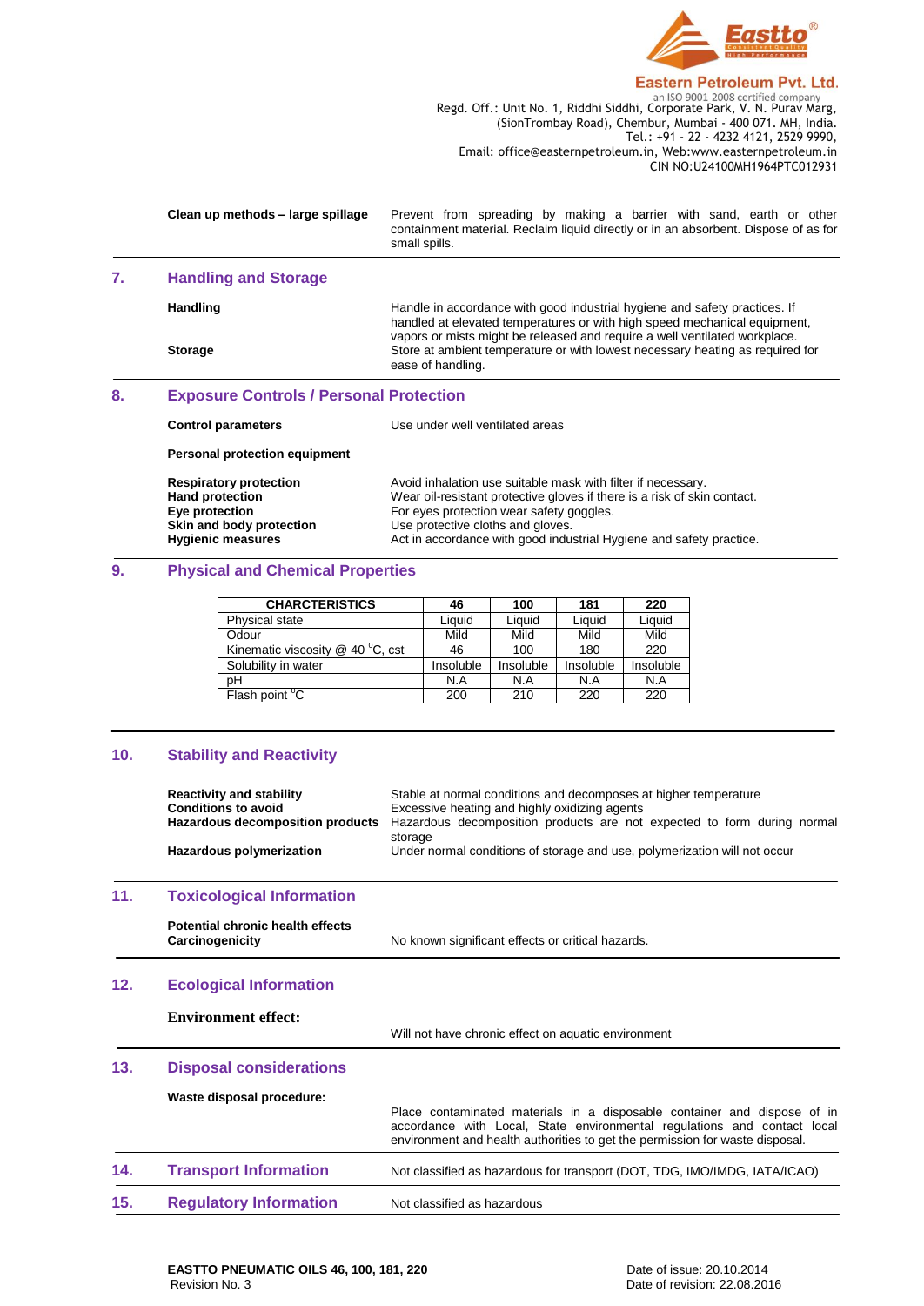**Clean up methods – large spillage** — Prevent from spreading by making a barrier with sand, earth or other containment material. Reclaim liquid directly or in an absorbent. Dispose of as for small spills.

## 7. Handling and Storage

**Handling** — Handle in accordance with good industrial hygiene and safety practices. If handled at elevated temperatures or with high speed mechanical equipment, vapors or mists might be released and require a well ventilated workplace.

**Storage** — Store at ambient temperature or with lowest necessary heating as required for ease of handling.

## 8. Exposure Controls / Personal Protection

**Control parameters** — Use under well ventilated areas

**Personal protection equipment**

**Respiratory protection** — Avoid inhalation use suitable mask with filter if necessary.
**Hand protection** — Wear oil-resistant protective gloves if there is a risk of skin contact.
**Eye protection** — For eyes protection wear safety goggles.
**Skin and body protection** — Use protective cloths and gloves.
**Hygienic measures** — Act in accordance with good industrial Hygiene and safety practice.

## 9. Physical and Chemical Properties

| CHARCTERISTICS | 46 | 100 | 181 | 220 |
|---|---|---|---|---|
| Physical state | Liquid | Liquid | Liquid | Liquid |
| Odour | Mild | Mild | Mild | Mild |
| Kinematic viscosity @ 40 °C, cst | 46 | 100 | 180 | 220 |
| Solubility in water | Insoluble | Insoluble | Insoluble | Insoluble |
| pH | N.A | N.A | N.A | N.A |
| Flash point °C | 200 | 210 | 220 | 220 |

## 10. Stability and Reactivity

**Reactivity and stability** — Stable at normal conditions and decomposes at higher temperature
**Conditions to avoid** — Excessive heating and highly oxidizing agents
**Hazardous decomposition products** — Hazardous decomposition products are not expected to form during normal storage
**Hazardous polymerization** — Under normal conditions of storage and use, polymerization will not occur

## 11. Toxicological Information

**Potential chronic health effects**
**Carcinogenicity** — No known significant effects or critical hazards.

## 12. Ecological Information

**Environment effect:** — Will not have chronic effect on aquatic environment

## 13. Disposal considerations

**Waste disposal procedure:** — Place contaminated materials in a disposable container and dispose of in accordance with Local, State environmental regulations and contact local environment and health authorities to get the permission for waste disposal.

## 14. Transport Information

Not classified as hazardous for transport (DOT, TDG, IMO/IMDG, IATA/ICAO)

## 15. Regulatory Information

Not classified as hazardous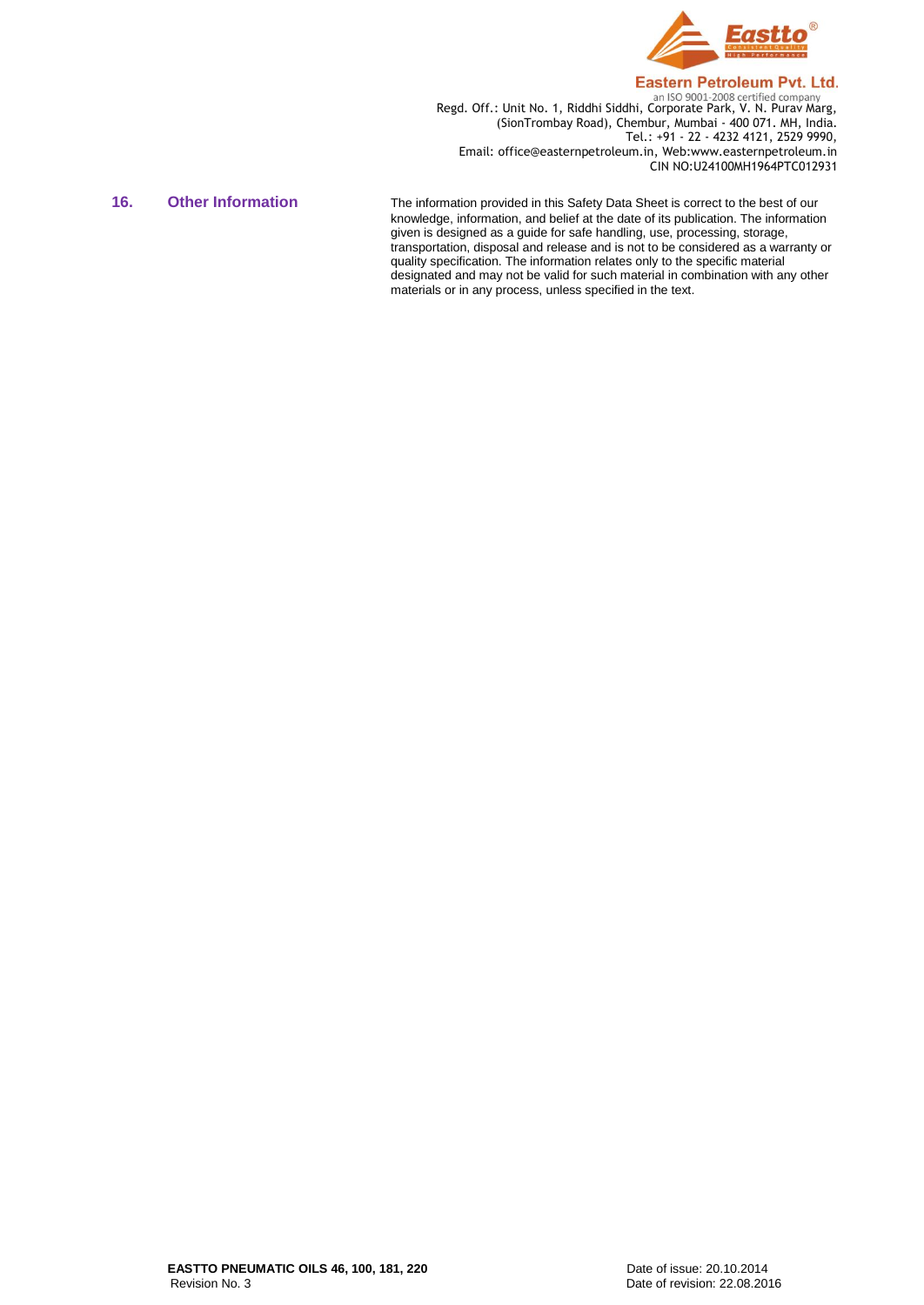## 16. Other Information

The information provided in this Safety Data Sheet is correct to the best of our knowledge, information, and belief at the date of its publication. The information given is designed as a guide for safe handling, use, processing, storage, transportation, disposal and release and is not to be considered as a warranty or quality specification. The information relates only to the specific material designated and may not be valid for such material in combination with any other materials or in any process, unless specified in the text.